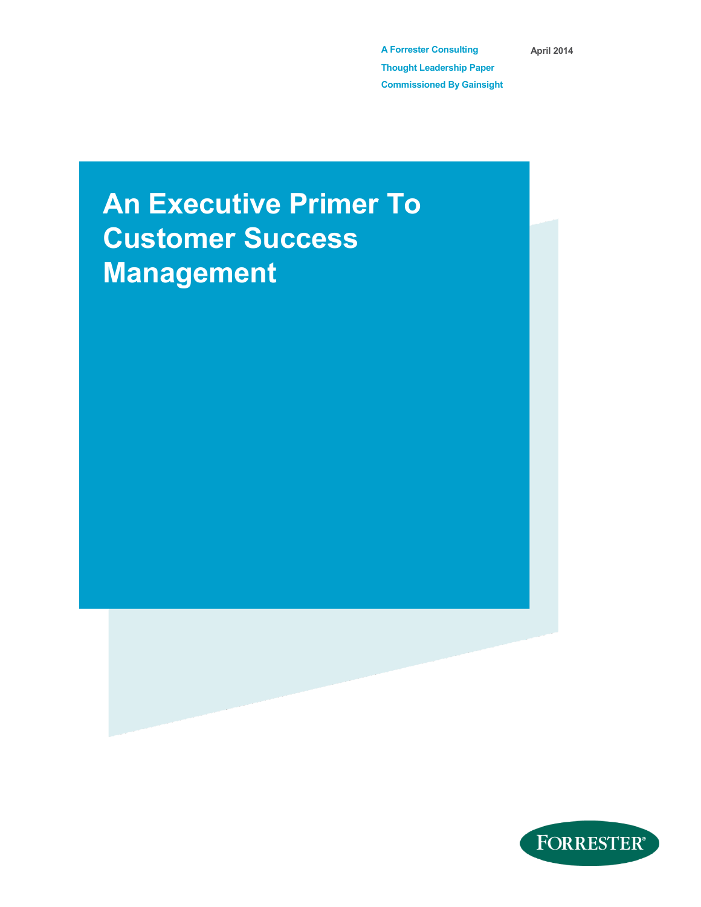A Forrester Consulting Thought Leadership Paper Commissioned By Gainsight

April 2014

# An Executive Primer To Customer Success Management

FORRESTER®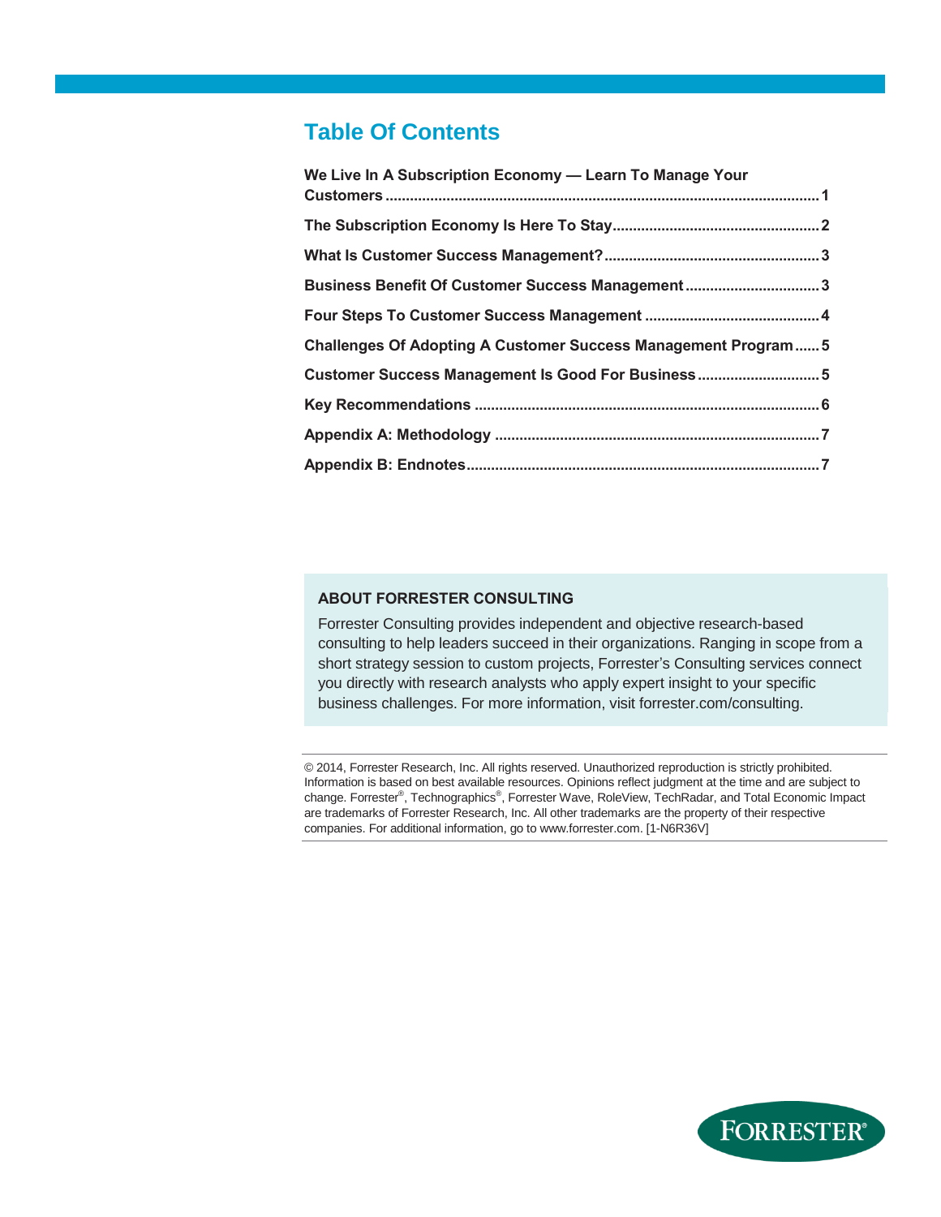## Table Of Contents

We Live In A Subscription Economy — Learn To Manage Your Customers ..... 1

The Subscription Economy Is Here To Stay ..... 2

What Is Customer Success Management? ..... 3

Business Benefit Of Customer Success Management ..... 3

Four Steps To Customer Success Management ..... 4

Challenges Of Adopting A Customer Success Management Program ..... 5

Customer Success Management Is Good For Business ..... 5

Key Recommendations ..... 6

Appendix A: Methodology ..... 7

Appendix B: Endnotes ..... 7

**ABOUT FORRESTER CONSULTING**

Forrester Consulting provides independent and objective research-based consulting to help leaders succeed in their organizations. Ranging in scope from a short strategy session to custom projects, Forrester's Consulting services connect you directly with research analysts who apply expert insight to your specific business challenges. For more information, visit forrester.com/consulting.

© 2014, Forrester Research, Inc. All rights reserved. Unauthorized reproduction is strictly prohibited. Information is based on best available resources. Opinions reflect judgment at the time and are subject to change. Forrester®, Technographics®, Forrester Wave, RoleView, TechRadar, and Total Economic Impact are trademarks of Forrester Research, Inc. All other trademarks are the property of their respective companies. For additional information, go to www.forrester.com. [1-N6R36V]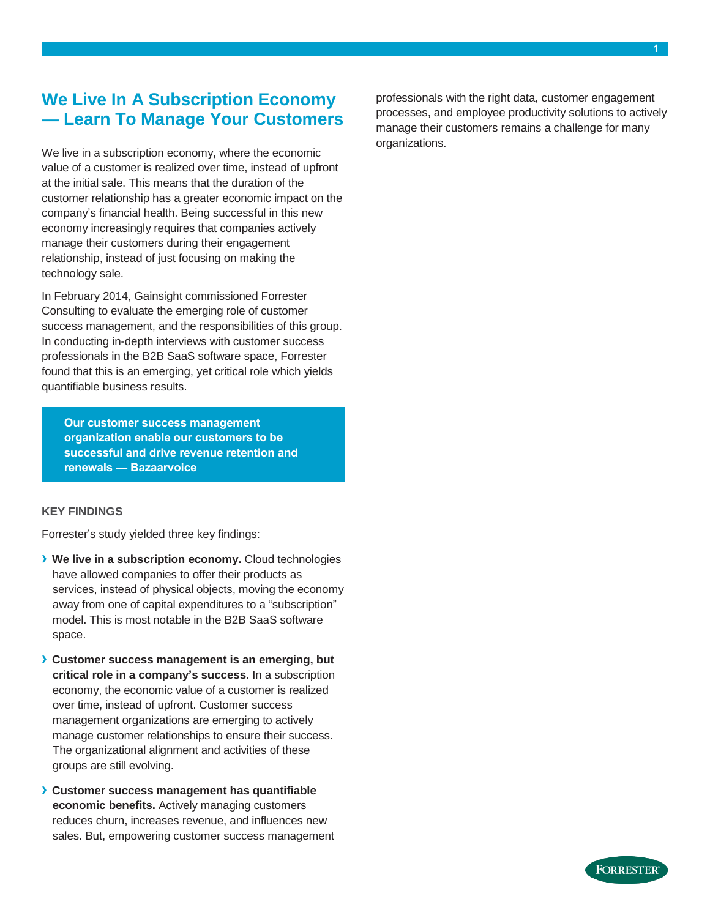## We Live In A Subscription Economy — Learn To Manage Your Customers

We live in a subscription economy, where the economic value of a customer is realized over time, instead of upfront at the initial sale. This means that the duration of the customer relationship has a greater economic impact on the company's financial health. Being successful in this new economy increasingly requires that companies actively manage their customers during their engagement relationship, instead of just focusing on making the technology sale.

In February 2014, Gainsight commissioned Forrester Consulting to evaluate the emerging role of customer success management, and the responsibilities of this group. In conducting in-depth interviews with customer success professionals in the B2B SaaS software space, Forrester found that this is an emerging, yet critical role which yields quantifiable business results.

> **Our customer success management organization enable our customers to be successful and drive revenue retention and renewals — Bazaarvoice**

### KEY FINDINGS

Forrester's study yielded three key findings:

- **We live in a subscription economy.** Cloud technologies have allowed companies to offer their products as services, instead of physical objects, moving the economy away from one of capital expenditures to a "subscription" model. This is most notable in the B2B SaaS software space.
- **Customer success management is an emerging, but critical role in a company's success.** In a subscription economy, the economic value of a customer is realized over time, instead of upfront. Customer success management organizations are emerging to actively manage customer relationships to ensure their success. The organizational alignment and activities of these groups are still evolving.
- **Customer success management has quantifiable economic benefits.** Actively managing customers reduces churn, increases revenue, and influences new sales. But, empowering customer success management professionals with the right data, customer engagement processes, and employee productivity solutions to actively manage their customers remains a challenge for many organizations.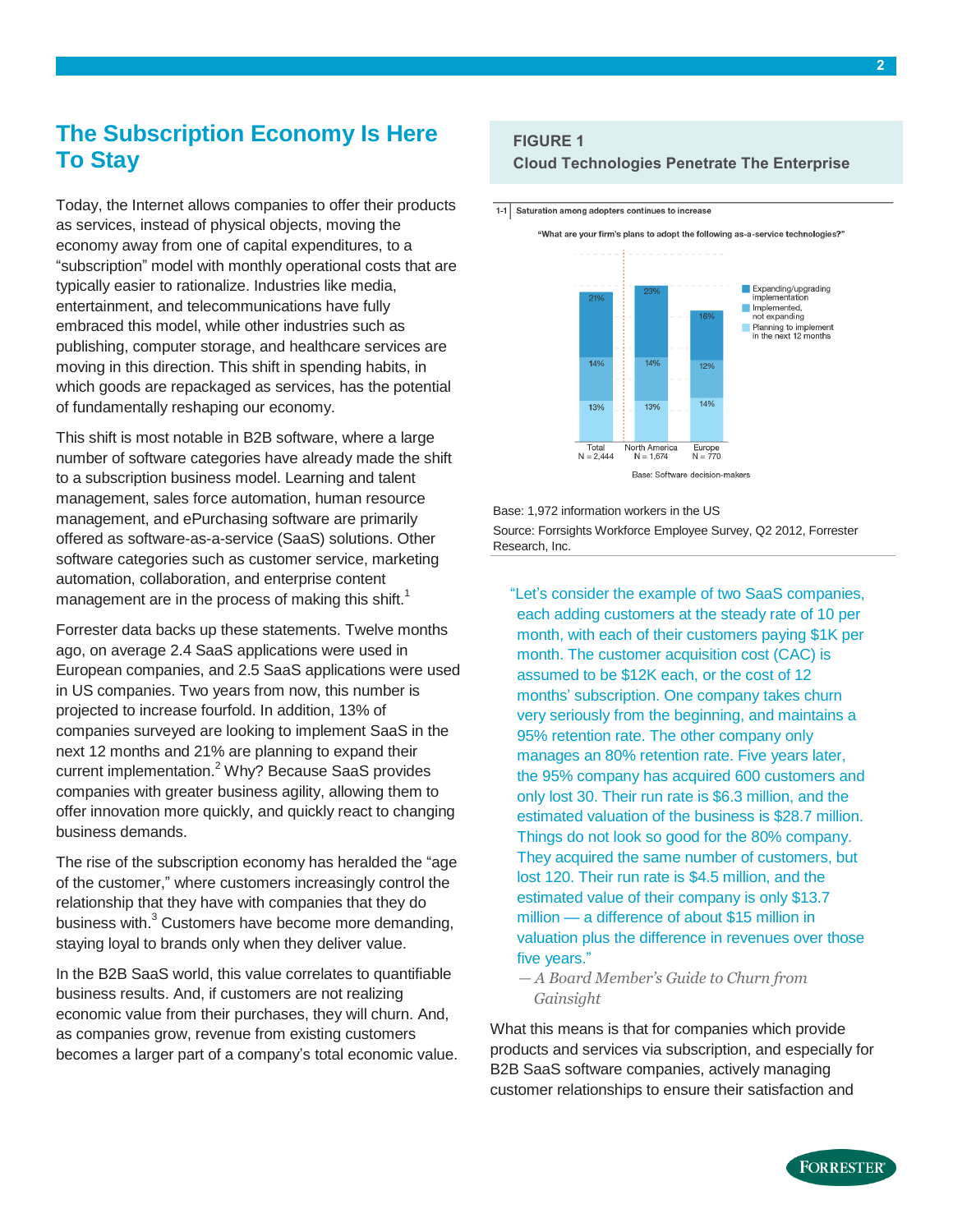## The Subscription Economy Is Here To Stay

Today, the Internet allows companies to offer their products as services, instead of physical objects, moving the economy away from one of capital expenditures, to a "subscription" model with monthly operational costs that are typically easier to rationalize. Industries like media, entertainment, and telecommunications have fully embraced this model, while other industries such as publishing, computer storage, and healthcare services are moving in this direction. This shift in spending habits, in which goods are repackaged as services, has the potential of fundamentally reshaping our economy.

This shift is most notable in B2B software, where a large number of software categories have already made the shift to a subscription business model. Learning and talent management, sales force automation, human resource management, and ePurchasing software are primarily offered as software-as-a-service (SaaS) solutions. Other software categories such as customer service, marketing automation, collaboration, and enterprise content management are in the process of making this shift.[1]

Forrester data backs up these statements. Twelve months ago, on average 2.4 SaaS applications were used in European companies, and 2.5 SaaS applications were used in US companies. Two years from now, this number is projected to increase fourfold. In addition, 13% of companies surveyed are looking to implement SaaS in the next 12 months and 21% are planning to expand their current implementation.[2] Why? Because SaaS provides companies with greater business agility, allowing them to offer innovation more quickly, and quickly react to changing business demands.

The rise of the subscription economy has heralded the "age of the customer," where customers increasingly control the relationship that they have with companies that they do business with.[3] Customers have become more demanding, staying loyal to brands only when they deliver value.

In the B2B SaaS world, this value correlates to quantifiable business results. And, if customers are not realizing economic value from their purchases, they will churn. And, as companies grow, revenue from existing customers becomes a larger part of a company's total economic value.

**FIGURE 1**
**Cloud Technologies Penetrate The Enterprise**

1-1 Saturation among adopters continues to increase

"What are your firm's plans to adopt the following as-a-service technologies?"

| | Total N = 2,444 | North America N = 1,674 | Europe N = 770 |
|---|---|---|---|
| Expanding/upgrading implementation | 21% | 23% | 16% |
| Implemented, not expanding | 14% | 14% | 12% |
| Planning to implement in the next 12 months | 13% | 13% | 14% |

Base: Software decision-makers

Base: 1,972 information workers in the US

Source: Forrsights Workforce Employee Survey, Q2 2012, Forrester Research, Inc.

> "Let's consider the example of two SaaS companies, each adding customers at the steady rate of 10 per month, with each of their customers paying $1K per month. The customer acquisition cost (CAC) is assumed to be $12K each, or the cost of 12 months' subscription. One company takes churn very seriously from the beginning, and maintains a 95% retention rate. The other company only manages an 80% retention rate. Five years later, the 95% company has acquired 600 customers and only lost 30. Their run rate is $6.3 million, and the estimated valuation of the business is $28.7 million. Things do not look so good for the 80% company. They acquired the same number of customers, but lost 120. Their run rate is $4.5 million, and the estimated value of their company is only $13.7 million — a difference of about $15 million in valuation plus the difference in revenues over those five years."
>
> — *A Board Member's Guide to Churn from Gainsight*

What this means is that for companies which provide products and services via subscription, and especially for B2B SaaS software companies, actively managing customer relationships to ensure their satisfaction and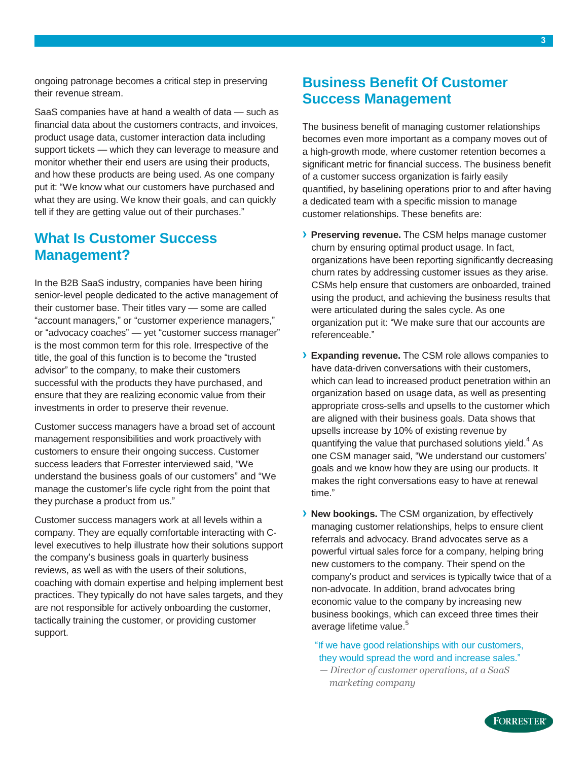ongoing patronage becomes a critical step in preserving their revenue stream.

SaaS companies have at hand a wealth of data — such as financial data about the customers contracts, and invoices, product usage data, customer interaction data including support tickets — which they can leverage to measure and monitor whether their end users are using their products, and how these products are being used. As one company put it: "We know what our customers have purchased and what they are using. We know their goals, and can quickly tell if they are getting value out of their purchases."

## What Is Customer Success Management?

In the B2B SaaS industry, companies have been hiring senior-level people dedicated to the active management of their customer base. Their titles vary — some are called "account managers," or "customer experience managers," or "advocacy coaches" — yet "customer success manager" is the most common term for this role. Irrespective of the title, the goal of this function is to become the "trusted advisor" to the company, to make their customers successful with the products they have purchased, and ensure that they are realizing economic value from their investments in order to preserve their revenue.

Customer success managers have a broad set of account management responsibilities and work proactively with customers to ensure their ongoing success. Customer success leaders that Forrester interviewed said, "We understand the business goals of our customers" and "We manage the customer's life cycle right from the point that they purchase a product from us."

Customer success managers work at all levels within a company. They are equally comfortable interacting with C-level executives to help illustrate how their solutions support the company's business goals in quarterly business reviews, as well as with the users of their solutions, coaching with domain expertise and helping implement best practices. They typically do not have sales targets, and they are not responsible for actively onboarding the customer, tactically training the customer, or providing customer support.

## Business Benefit Of Customer Success Management

The business benefit of managing customer relationships becomes even more important as a company moves out of a high-growth mode, where customer retention becomes a significant metric for financial success. The business benefit of a customer success organization is fairly easily quantified, by baselining operations prior to and after having a dedicated team with a specific mission to manage customer relationships. These benefits are:

- **Preserving revenue.** The CSM helps manage customer churn by ensuring optimal product usage. In fact, organizations have been reporting significantly decreasing churn rates by addressing customer issues as they arise. CSMs help ensure that customers are onboarded, trained using the product, and achieving the business results that were articulated during the sales cycle. As one organization put it: "We make sure that our accounts are referenceable."
- **Expanding revenue.** The CSM role allows companies to have data-driven conversations with their customers, which can lead to increased product penetration within an organization based on usage data, as well as presenting appropriate cross-sells and upsells to the customer which are aligned with their business goals. Data shows that upsells increase by 10% of existing revenue by quantifying the value that purchased solutions yield.[4] As one CSM manager said, "We understand our customers' goals and we know how they are using our products. It makes the right conversations easy to have at renewal time."
- **New bookings.** The CSM organization, by effectively managing customer relationships, helps to ensure client referrals and advocacy. Brand advocates serve as a powerful virtual sales force for a company, helping bring new customers to the company. Their spend on the company's product and services is typically twice that of a non-advocate. In addition, brand advocates bring economic value to the company by increasing new business bookings, which can exceed three times their average lifetime value.[5]

> "If we have good relationships with our customers, they would spread the word and increase sales."
>
> *— Director of customer operations, at a SaaS marketing company*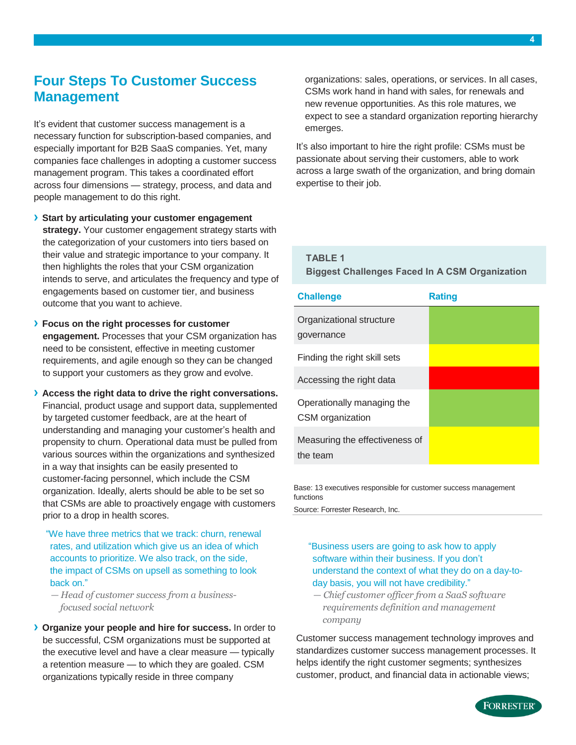## Four Steps To Customer Success Management

It's evident that customer success management is a necessary function for subscription-based companies, and especially important for B2B SaaS companies. Yet, many companies face challenges in adopting a customer success management program. This takes a coordinated effort across four dimensions — strategy, process, and data and people management to do this right.

- **Start by articulating your customer engagement strategy.** Your customer engagement strategy starts with the categorization of your customers into tiers based on their value and strategic importance to your company. It then highlights the roles that your CSM organization intends to serve, and articulates the frequency and type of engagements based on customer tier, and business outcome that you want to achieve.
- **Focus on the right processes for customer engagement.** Processes that your CSM organization has need to be consistent, effective in meeting customer requirements, and agile enough so they can be changed to support your customers as they grow and evolve.
- **Access the right data to drive the right conversations.** Financial, product usage and support data, supplemented by targeted customer feedback, are at the heart of understanding and managing your customer's health and propensity to churn. Operational data must be pulled from various sources within the organizations and synthesized in a way that insights can be easily presented to customer-facing personnel, which include the CSM organization. Ideally, alerts should be able to be set so that CSMs are able to proactively engage with customers prior to a drop in health scores.

  "We have three metrics that we track: churn, renewal rates, and utilization which give us an idea of which accounts to prioritize. We also track, on the side, the impact of CSMs on upsell as something to look back on."

  — *Head of customer success from a business-focused social network*

- **Organize your people and hire for success.** In order to be successful, CSM organizations must be supported at the executive level and have a clear measure — typically a retention measure — to which they are goaled. CSM organizations typically reside in three company organizations: sales, operations, or services. In all cases, CSMs work hand in hand with sales, for renewals and new revenue opportunities. As this role matures, we expect to see a standard organization reporting hierarchy emerges.

It's also important to hire the right profile: CSMs must be passionate about serving their customers, able to work across a large swath of the organization, and bring domain expertise to their job.

**TABLE 1**
**Biggest Challenges Faced In A CSM Organization**

| Challenge | Rating |
| --- | --- |
| Organizational structure governance | Green |
| Finding the right skill sets | Yellow |
| Accessing the right data | Red |
| Operationally managing the CSM organization | Green |
| Measuring the effectiveness of the team | Yellow |

Base: 13 executives responsible for customer success management functions

Source: Forrester Research, Inc.

"Business users are going to ask how to apply software within their business. If you don't understand the context of what they do on a day-to-day basis, you will not have credibility."

— *Chief customer officer from a SaaS software requirements definition and management company*

Customer success management technology improves and standardizes customer success management processes. It helps identify the right customer segments; synthesizes customer, product, and financial data in actionable views;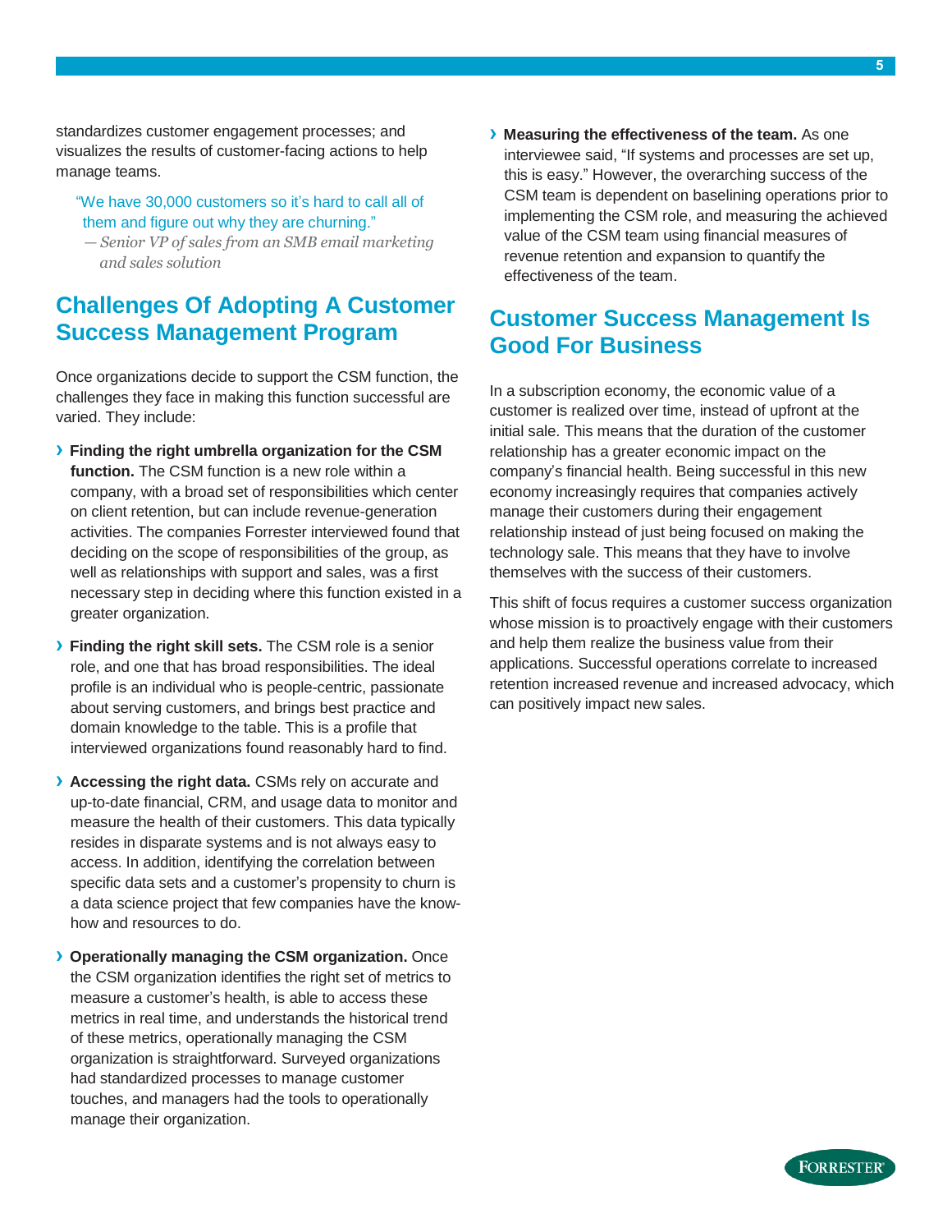standardizes customer engagement processes; and visualizes the results of customer-facing actions to help manage teams.

> "We have 30,000 customers so it's hard to call all of them and figure out why they are churning."
> — *Senior VP of sales from an SMB email marketing and sales solution*

## Challenges Of Adopting A Customer Success Management Program

Once organizations decide to support the CSM function, the challenges they face in making this function successful are varied. They include:

- **Finding the right umbrella organization for the CSM function.** The CSM function is a new role within a company, with a broad set of responsibilities which center on client retention, but can include revenue-generation activities. The companies Forrester interviewed found that deciding on the scope of responsibilities of the group, as well as relationships with support and sales, was a first necessary step in deciding where this function existed in a greater organization.
- **Finding the right skill sets.** The CSM role is a senior role, and one that has broad responsibilities. The ideal profile is an individual who is people-centric, passionate about serving customers, and brings best practice and domain knowledge to the table. This is a profile that interviewed organizations found reasonably hard to find.
- **Accessing the right data.** CSMs rely on accurate and up-to-date financial, CRM, and usage data to monitor and measure the health of their customers. This data typically resides in disparate systems and is not always easy to access. In addition, identifying the correlation between specific data sets and a customer's propensity to churn is a data science project that few companies have the know-how and resources to do.
- **Operationally managing the CSM organization.** Once the CSM organization identifies the right set of metrics to measure a customer's health, is able to access these metrics in real time, and understands the historical trend of these metrics, operationally managing the CSM organization is straightforward. Surveyed organizations had standardized processes to manage customer touches, and managers had the tools to operationally manage their organization.
- **Measuring the effectiveness of the team.** As one interviewee said, "If systems and processes are set up, this is easy." However, the overarching success of the CSM team is dependent on baselining operations prior to implementing the CSM role, and measuring the achieved value of the CSM team using financial measures of revenue retention and expansion to quantify the effectiveness of the team.

## Customer Success Management Is Good For Business

In a subscription economy, the economic value of a customer is realized over time, instead of upfront at the initial sale. This means that the duration of the customer relationship has a greater economic impact on the company's financial health. Being successful in this new economy increasingly requires that companies actively manage their customers during their engagement relationship instead of just being focused on making the technology sale. This means that they have to involve themselves with the success of their customers.

This shift of focus requires a customer success organization whose mission is to proactively engage with their customers and help them realize the business value from their applications. Successful operations correlate to increased retention increased revenue and increased advocacy, which can positively impact new sales.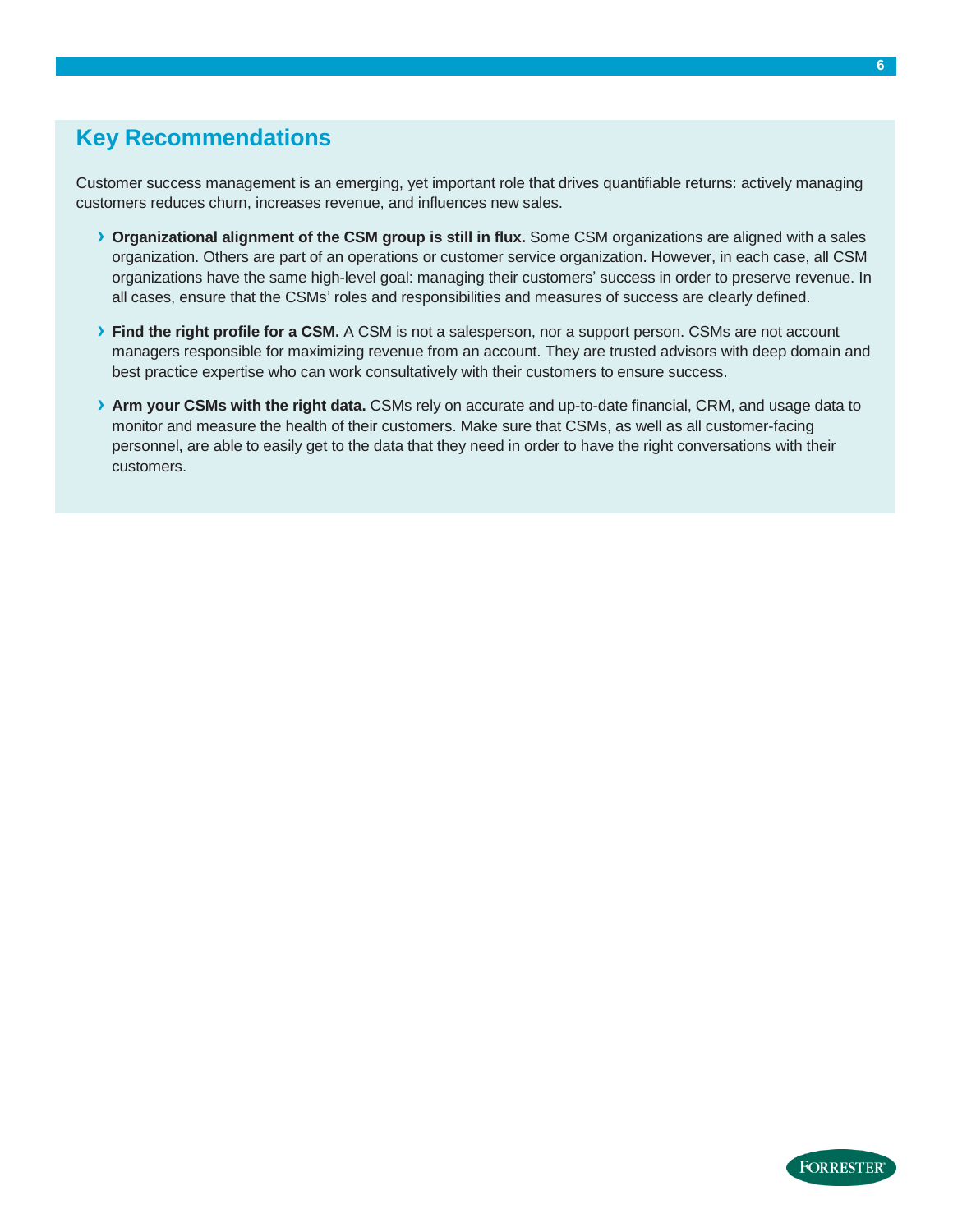## Key Recommendations

Customer success management is an emerging, yet important role that drives quantifiable returns: actively managing customers reduces churn, increases revenue, and influences new sales.

- **Organizational alignment of the CSM group is still in flux.** Some CSM organizations are aligned with a sales organization. Others are part of an operations or customer service organization. However, in each case, all CSM organizations have the same high-level goal: managing their customers' success in order to preserve revenue. In all cases, ensure that the CSMs' roles and responsibilities and measures of success are clearly defined.
- **Find the right profile for a CSM.** A CSM is not a salesperson, nor a support person. CSMs are not account managers responsible for maximizing revenue from an account. They are trusted advisors with deep domain and best practice expertise who can work consultatively with their customers to ensure success.
- **Arm your CSMs with the right data.** CSMs rely on accurate and up-to-date financial, CRM, and usage data to monitor and measure the health of their customers. Make sure that CSMs, as well as all customer-facing personnel, are able to easily get to the data that they need in order to have the right conversations with their customers.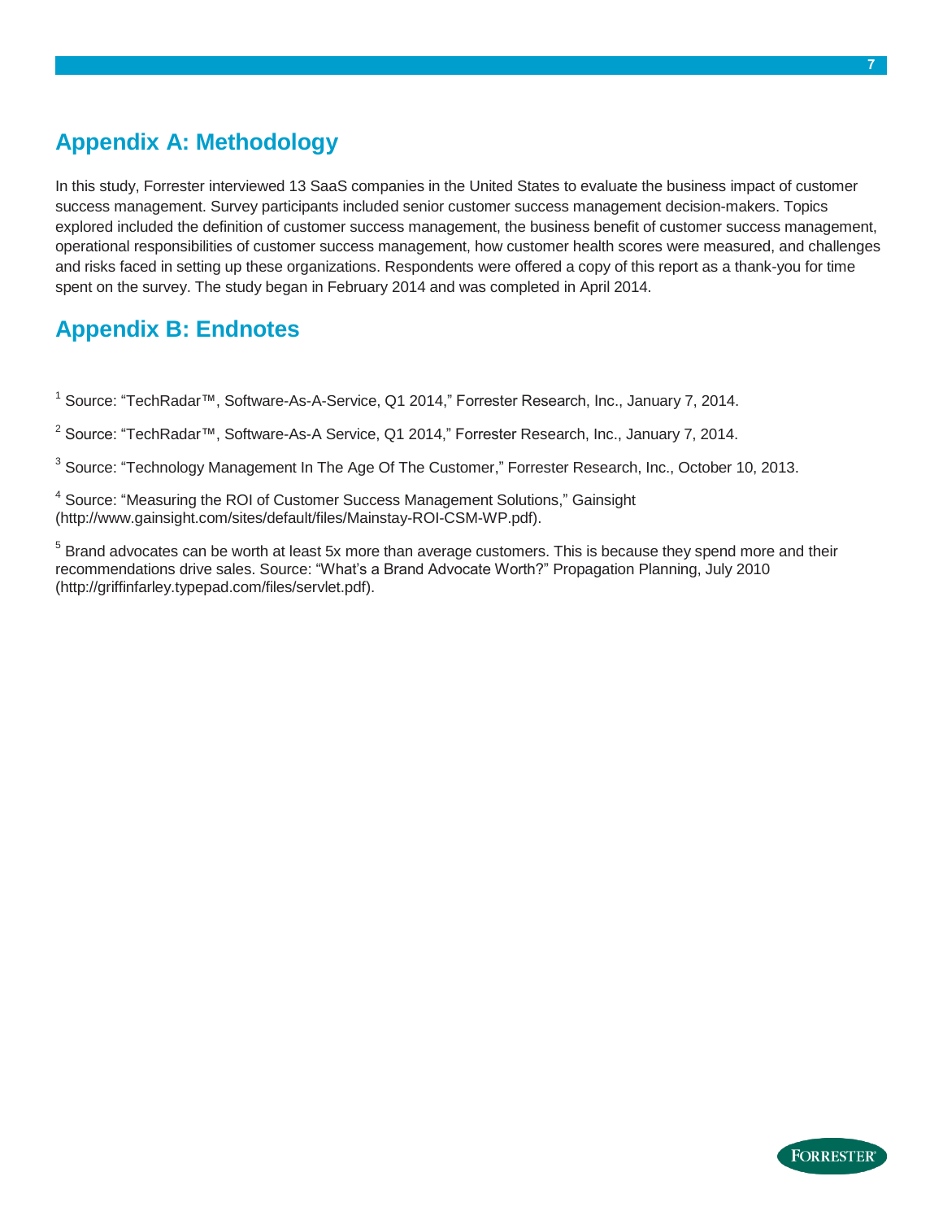## Appendix A: Methodology

In this study, Forrester interviewed 13 SaaS companies in the United States to evaluate the business impact of customer success management. Survey participants included senior customer success management decision-makers. Topics explored included the definition of customer success management, the business benefit of customer success management, operational responsibilities of customer success management, how customer health scores were measured, and challenges and risks faced in setting up these organizations. Respondents were offered a copy of this report as a thank-you for time spent on the survey. The study began in February 2014 and was completed in April 2014.

## Appendix B: Endnotes

[1] Source: "TechRadar™, Software-As-A-Service, Q1 2014," Forrester Research, Inc., January 7, 2014.

[2] Source: "TechRadar™, Software-As-A Service, Q1 2014," Forrester Research, Inc., January 7, 2014.

[3] Source: "Technology Management In The Age Of The Customer," Forrester Research, Inc., October 10, 2013.

[4] Source: "Measuring the ROI of Customer Success Management Solutions," Gainsight (http://www.gainsight.com/sites/default/files/Mainstay-ROI-CSM-WP.pdf).

[5] Brand advocates can be worth at least 5x more than average customers. This is because they spend more and their recommendations drive sales. Source: "What's a Brand Advocate Worth?" Propagation Planning, July 2010 (http://griffinfarley.typepad.com/files/servlet.pdf).